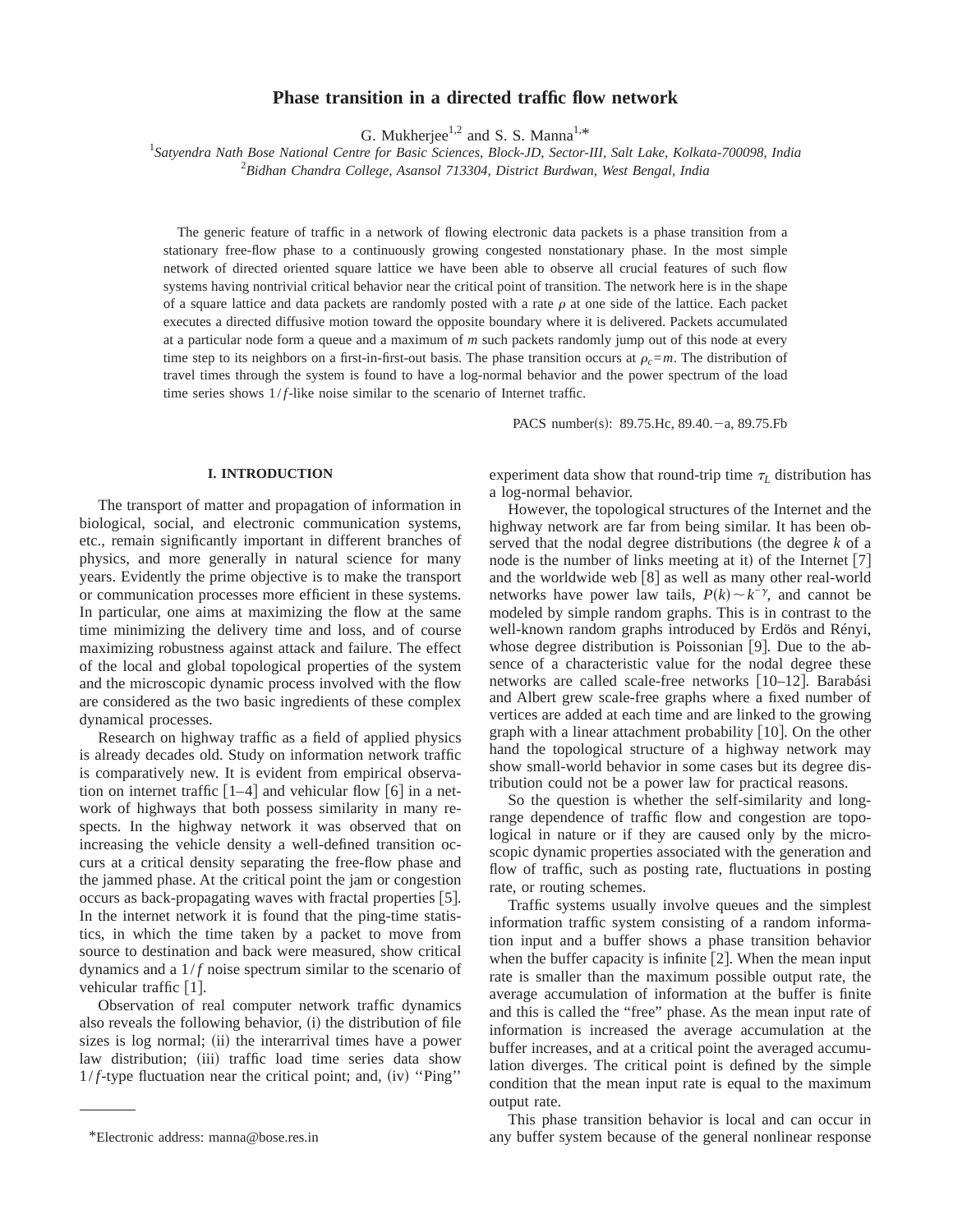# Phase transition in a directed traffic flow network

G. Mukherjee[1,2] and S. S. Manna[1,*]

[1] *Satyendra Nath Bose National Centre for Basic Sciences, Block-JD, Sector-III, Salt Lake, Kolkata-700098, India*
[2] *Bidhan Chandra College, Asansol 713304, District Burdwan, West Bengal, India*

The generic feature of traffic in a network of flowing electronic data packets is a phase transition from a stationary free-flow phase to a continuously growing congested nonstationary phase. In the most simple network of directed oriented square lattice we have been able to observe all crucial features of such flow systems having nontrivial critical behavior near the critical point of transition. The network here is in the shape of a square lattice and data packets are randomly posted with a rate $\rho$ at one side of the lattice. Each packet executes a directed diffusive motion toward the opposite boundary where it is delivered. Packets accumulated at a particular node form a queue and a maximum of $m$ such packets randomly jump out of this node at every time step to its neighbors on a first-in-first-out basis. The phase transition occurs at $\rho_c = m$. The distribution of travel times through the system is found to have a log-normal behavior and the power spectrum of the load time series shows $1/f$-like noise similar to the scenario of Internet traffic.

PACS number(s): 89.75.Hc, 89.40.−a, 89.75.Fb

## I. INTRODUCTION

The transport of matter and propagation of information in biological, social, and electronic communication systems, etc., remain significantly important in different branches of physics, and more generally in natural science for many years. Evidently the prime objective is to make the transport or communication processes more efficient in these systems. In particular, one aims at maximizing the flow at the same time minimizing the delivery time and loss, and of course maximizing robustness against attack and failure. The effect of the local and global topological properties of the system and the microscopic dynamic process involved with the flow are considered as the two basic ingredients of these complex dynamical processes.

Research on highway traffic as a field of applied physics is already decades old. Study on information network traffic is comparatively new. It is evident from empirical observation on internet traffic [1–4] and vehicular flow [6] in a network of highways that both possess similarity in many respects. In the highway network it was observed that on increasing the vehicle density a well-defined transition occurs at a critical density separating the free-flow phase and the jammed phase. At the critical point the jam or congestion occurs as back-propagating waves with fractal properties [5]. In the internet network it is found that the ping-time statistics, in which the time taken by a packet to move from source to destination and back were measured, show critical dynamics and a $1/f$ noise spectrum similar to the scenario of vehicular traffic [1].

Observation of real computer network traffic dynamics also reveals the following behavior, (i) the distribution of file sizes is log normal; (ii) the interarrival times have a power law distribution; (iii) traffic load time series data show $1/f$-type fluctuation near the critical point; and, (iv) "Ping" experiment data show that round-trip time $\tau_L$ distribution has a log-normal behavior.

However, the topological structures of the Internet and the highway network are far from being similar. It has been observed that the nodal degree distributions (the degree $k$ of a node is the number of links meeting at it) of the Internet [7] and the worldwide web [8] as well as many other real-world networks have power law tails, $P(k) \sim k^{-\gamma}$, and cannot be modeled by simple random graphs. This is in contrast to the well-known random graphs introduced by Erdös and Rényi, whose degree distribution is Poissonian [9]. Due to the absence of a characteristic value for the nodal degree these networks are called scale-free networks [10–12]. Barabási and Albert grew scale-free graphs where a fixed number of vertices are added at each time and are linked to the growing graph with a linear attachment probability [10]. On the other hand the topological structure of a highway network may show small-world behavior in some cases but its degree distribution could not be a power law for practical reasons.

So the question is whether the self-similarity and long-range dependence of traffic flow and congestion are topological in nature or if they are caused only by the microscopic dynamic properties associated with the generation and flow of traffic, such as posting rate, fluctuations in posting rate, or routing schemes.

Traffic systems usually involve queues and the simplest information traffic system consisting of a random information input and a buffer shows a phase transition behavior when the buffer capacity is infinite [2]. When the mean input rate is smaller than the maximum possible output rate, the average accumulation of information at the buffer is finite and this is called the "free" phase. As the mean input rate of information is increased the average accumulation at the buffer increases, and at a critical point the averaged accumulation diverges. The critical point is defined by the simple condition that the mean input rate is equal to the maximum output rate.

This phase transition behavior is local and can occur in any buffer system because of the general nonlinear response

*Electronic address: manna@bose.res.in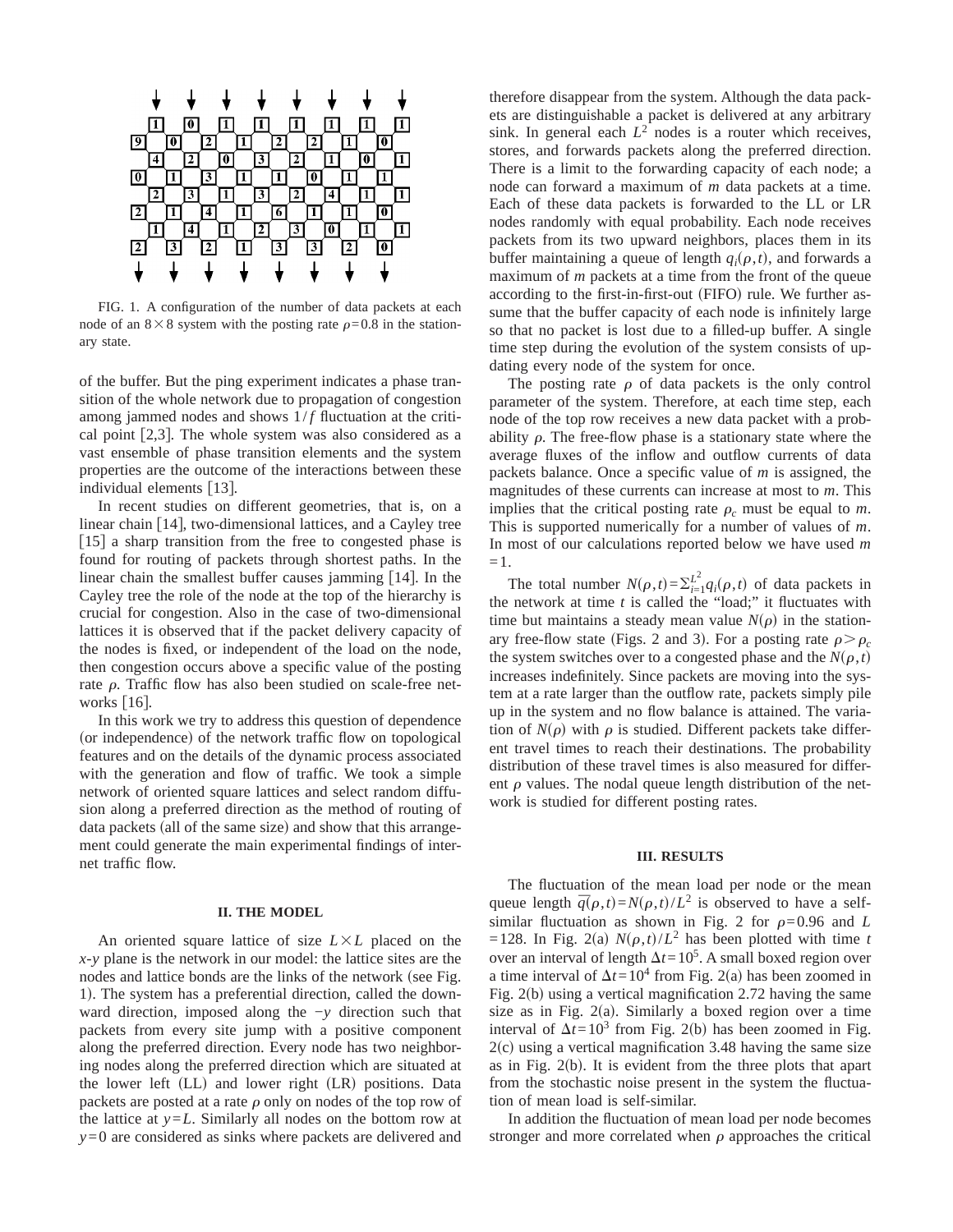FIG. 1. A configuration of the number of data packets at each node of an $8\times8$ system with the posting rate $\rho=0.8$ in the stationary state.

of the buffer. But the ping experiment indicates a phase transition of the whole network due to propagation of congestion among jammed nodes and shows $1/f$ fluctuation at the critical point [2,3]. The whole system was also considered as a vast ensemble of phase transition elements and the system properties are the outcome of the interactions between these individual elements [13].

In recent studies on different geometries, that is, on a linear chain [14], two-dimensional lattices, and a Cayley tree [15] a sharp transition from the free to congested phase is found for routing of packets through shortest paths. In the linear chain the smallest buffer causes jamming [14]. In the Cayley tree the role of the node at the top of the hierarchy is crucial for congestion. Also in the case of two-dimensional lattices it is observed that if the packet delivery capacity of the nodes is fixed, or independent of the load on the node, then congestion occurs above a specific value of the posting rate $\rho$. Traffic flow has also been studied on scale-free networks [16].

In this work we try to address this question of dependence (or independence) of the network traffic flow on topological features and on the details of the dynamic process associated with the generation and flow of traffic. We took a simple network of oriented square lattices and select random diffusion along a preferred direction as the method of routing of data packets (all of the same size) and show that this arrangement could generate the main experimental findings of internet traffic flow.

## II. THE MODEL

An oriented square lattice of size $L\times L$ placed on the $x$-$y$ plane is the network in our model: the lattice sites are the nodes and lattice bonds are the links of the network (see Fig. 1). The system has a preferential direction, called the downward direction, imposed along the $-y$ direction such that packets from every site jump with a positive component along the preferred direction. Every node has two neighboring nodes along the preferred direction which are situated at the lower left (LL) and lower right (LR) positions. Data packets are posted at a rate $\rho$ only on nodes of the top row of the lattice at $y=L$. Similarly all nodes on the bottom row at $y=0$ are considered as sinks where packets are delivered and therefore disappear from the system. Although the data packets are distinguishable a packet is delivered at any arbitrary sink. In general each $L^2$ nodes is a router which receives, stores, and forwards packets along the preferred direction. There is a limit to the forwarding capacity of each node; a node can forward a maximum of $m$ data packets at a time. Each of these data packets is forwarded to the LL or LR nodes randomly with equal probability. Each node receives packets from its two upward neighbors, places them in its buffer maintaining a queue of length $q_i(\rho,t)$, and forwards a maximum of $m$ packets at a time from the front of the queue according to the first-in-first-out (FIFO) rule. We further assume that the buffer capacity of each node is infinitely large so that no packet is lost due to a filled-up buffer. A single time step during the evolution of the system consists of updating every node of the system for once.

The posting rate $\rho$ of data packets is the only control parameter of the system. Therefore, at each time step, each node of the top row receives a new data packet with a probability $\rho$. The free-flow phase is a stationary state where the average fluxes of the inflow and outflow currents of data packets balance. Once a specific value of $m$ is assigned, the magnitudes of these currents can increase at most to $m$. This implies that the critical posting rate $\rho_c$ must be equal to $m$. This is supported numerically for a number of values of $m$. In most of our calculations reported below we have used $m=1$.

The total number $N(\rho,t)=\Sigma_{i=1}^{L^2}q_i(\rho,t)$ of data packets in the network at time $t$ is called the "load;" it fluctuates with time but maintains a steady mean value $N(\rho)$ in the stationary free-flow state (Figs. 2 and 3). For a posting rate $\rho>\rho_c$ the system switches over to a congested phase and the $N(\rho,t)$ increases indefinitely. Since packets are moving into the system at a rate larger than the outflow rate, packets simply pile up in the system and no flow balance is attained. The variation of $N(\rho)$ with $\rho$ is studied. Different packets take different travel times to reach their destinations. The probability distribution of these travel times is also measured for different $\rho$ values. The nodal queue length distribution of the network is studied for different posting rates.

## III. RESULTS

The fluctuation of the mean load per node or the mean queue length $\overline{q}(\rho,t)=N(\rho,t)/L^2$ is observed to have a self-similar fluctuation as shown in Fig. 2 for $\rho=0.96$ and $L=128$. In Fig. 2(a) $N(\rho,t)/L^2$ has been plotted with time $t$ over an interval of length $\Delta t=10^5$. A small boxed region over a time interval of $\Delta t=10^4$ from Fig. 2(a) has been zoomed in Fig. 2(b) using a vertical magnification 2.72 having the same size as in Fig. 2(a). Similarly a boxed region over a time interval of $\Delta t=10^3$ from Fig. 2(b) has been zoomed in Fig. 2(c) using a vertical magnification 3.48 having the same size as in Fig. 2(b). It is evident from the three plots that apart from the stochastic noise present in the system the fluctuation of mean load is self-similar.

In addition the fluctuation of mean load per node becomes stronger and more correlated when $\rho$ approaches the critical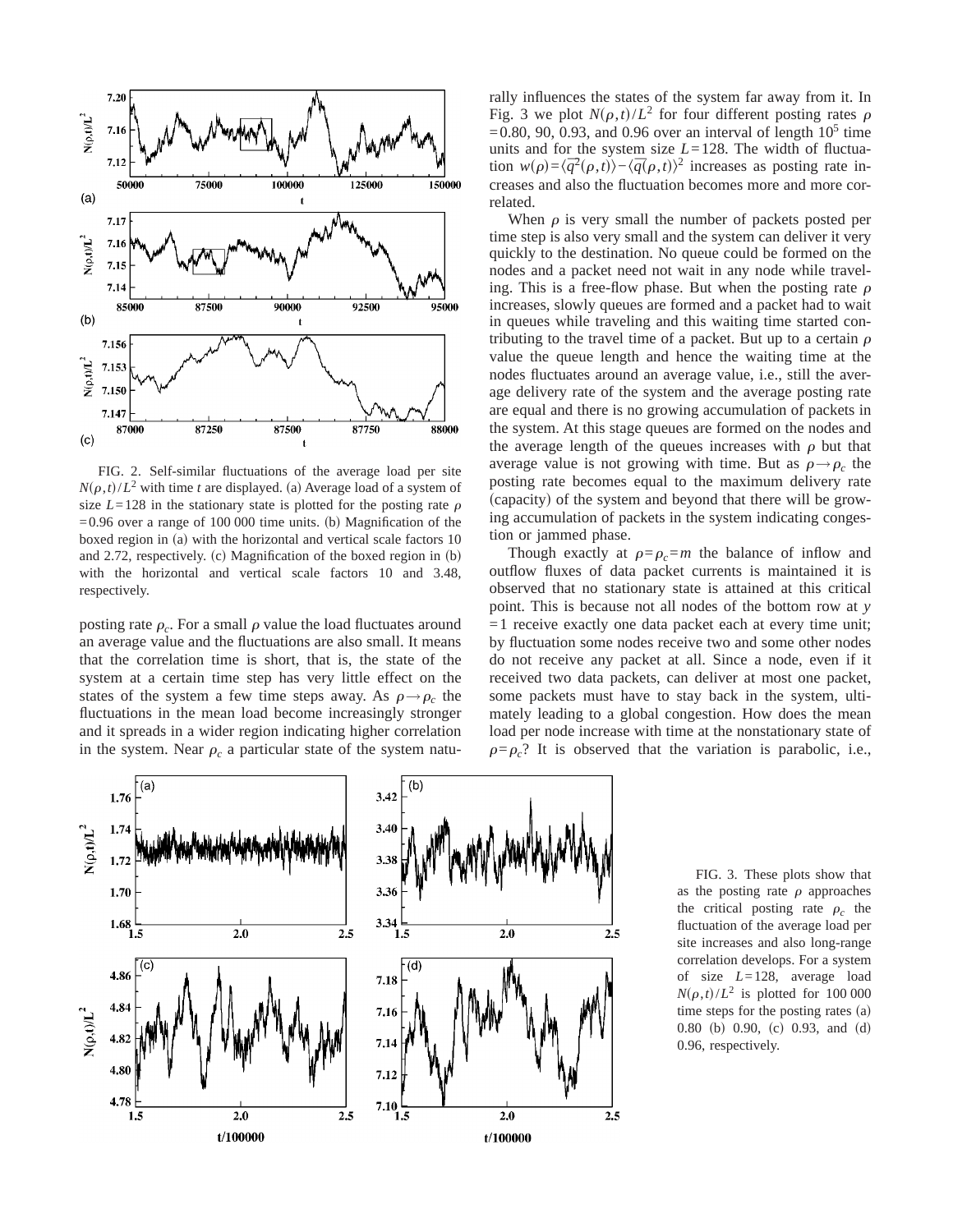FIG. 2. Self-similar fluctuations of the average load per site $N(\rho,t)/L^2$ with time $t$ are displayed. (a) Average load of a system of size $L=128$ in the stationary state is plotted for the posting rate $\rho=0.96$ over a range of 100 000 time units. (b) Magnification of the boxed region in (a) with the horizontal and vertical scale factors 10 and 2.72, respectively. (c) Magnification of the boxed region in (b) with the horizontal and vertical scale factors 10 and 3.48, respectively.

posting rate $\rho_c$. For a small $\rho$ value the load fluctuates around an average value and the fluctuations are also small. It means that the correlation time is short, that is, the state of the system at a certain time step has very little effect on the states of the system a few time steps away. As $\rho \to \rho_c$ the fluctuations in the mean load become increasingly stronger and it spreads in a wider region indicating higher correlation in the system. Near $\rho_c$ a particular state of the system naturally influences the states of the system far away from it. In Fig. 3 we plot $N(\rho,t)/L^2$ for four different posting rates $\rho = 0.80$, 90, 0.93, and 0.96 over an interval of length $10^5$ time units and for the system size $L=128$. The width of fluctuation $w(\rho)=\langle \overline{q^2}(\rho,t)\rangle - \langle \overline{q}(\rho,t)\rangle^2$ increases as posting rate increases and also the fluctuation becomes more and more correlated.

When $\rho$ is very small the number of packets posted per time step is also very small and the system can deliver it very quickly to the destination. No queue could be formed on the nodes and a packet need not wait in any node while traveling. This is a free-flow phase. But when the posting rate $\rho$ increases, slowly queues are formed and a packet had to wait in queues while traveling and this waiting time started contributing to the travel time of a packet. But up to a certain $\rho$ value the queue length and hence the waiting time at the nodes fluctuates around an average value, i.e., still the average delivery rate of the system and the average posting rate are equal and there is no growing accumulation of packets in the system. At this stage queues are formed on the nodes and the average length of the queues increases with $\rho$ but that average value is not growing with time. But as $\rho \to \rho_c$ the posting rate becomes equal to the maximum delivery rate (capacity) of the system and beyond that there will be growing accumulation of packets in the system indicating congestion or jammed phase.

Though exactly at $\rho=\rho_c=m$ the balance of inflow and outflow fluxes of data packet currents is maintained it is observed that no stationary state is attained at this critical point. This is because not all nodes of the bottom row at $y=1$ receive exactly one data packet each at every time unit; by fluctuation some nodes receive two and some other nodes do not receive any packet at all. Since a node, even if it received two data packets, can deliver at most one packet, some packets must have to stay back in the system, ultimately leading to a global congestion. How does the mean load per node increase with time at the nonstationary state of $\rho=\rho_c$? It is observed that the variation is parabolic, i.e.,

FIG. 3. These plots show that as the posting rate $\rho$ approaches the critical posting rate $\rho_c$ the fluctuation of the average load per site increases and also long-range correlation develops. For a system of size $L=128$, average load $N(\rho,t)/L^2$ is plotted for 100 000 time steps for the posting rates (a) 0.80 (b) 0.90, (c) 0.93, and (d) 0.96, respectively.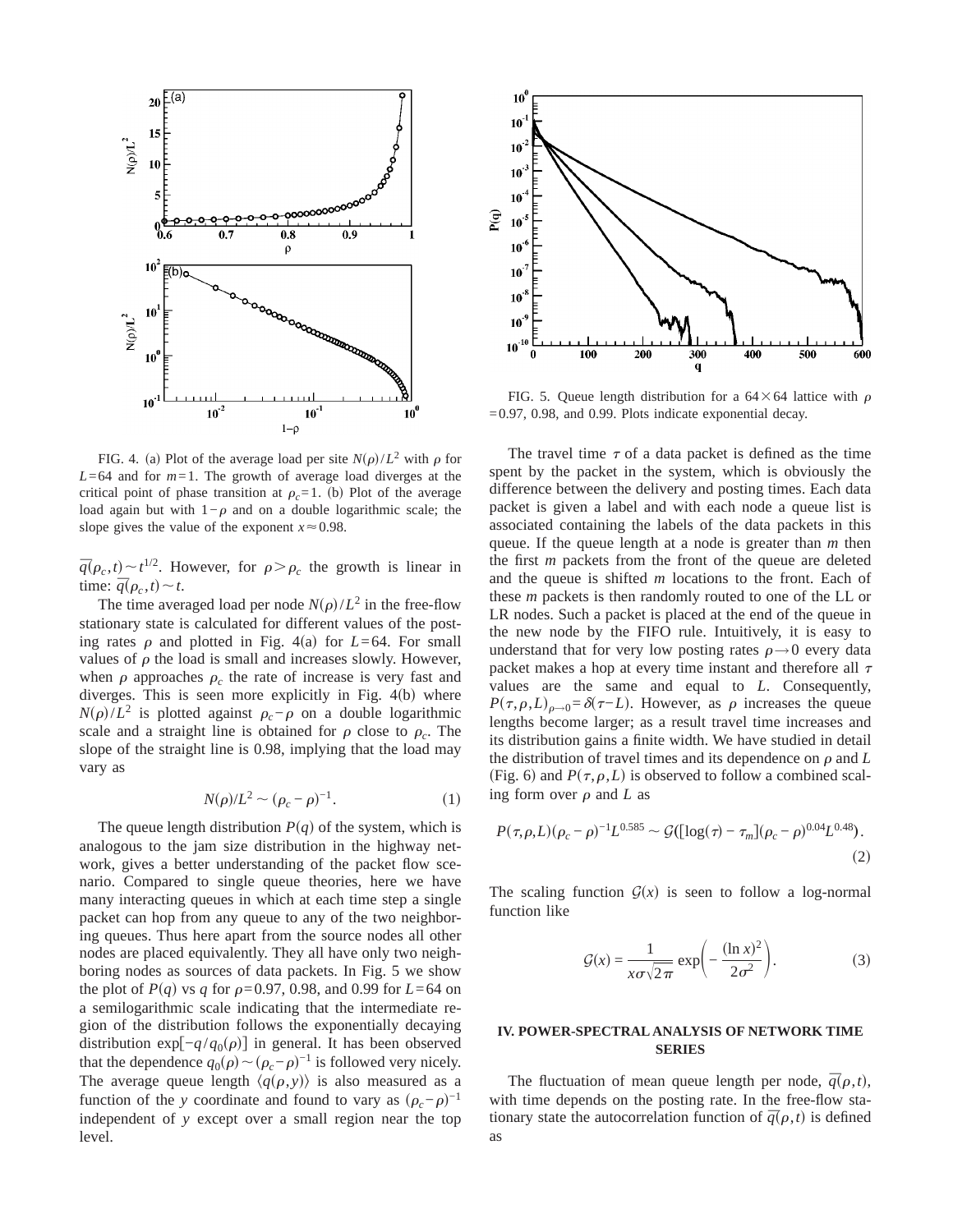FIG. 4. (a) Plot of the average load per site $N(\rho)/L^2$ with $\rho$ for $L=64$ and for $m=1$. The growth of average load diverges at the critical point of phase transition at $\rho_c=1$. (b) Plot of the average load again but with $1-\rho$ and on a double logarithmic scale; the slope gives the value of the exponent $x\approx 0.98$.

FIG. 5. Queue length distribution for a $64\times 64$ lattice with $\rho=0.97$, 0.98, and 0.99. Plots indicate exponential decay.

$\overline{q}(\rho_c,t)\sim t^{1/2}$. However, for $\rho>\rho_c$ the growth is linear in time: $\overline{q}(\rho_c,t)\sim t$.

The time averaged load per node $N(\rho)/L^2$ in the free-flow stationary state is calculated for different values of the posting rates $\rho$ and plotted in Fig. 4(a) for $L=64$. For small values of $\rho$ the load is small and increases slowly. However, when $\rho$ approaches $\rho_c$ the rate of increase is very fast and diverges. This is seen more explicitly in Fig. 4(b) where $N(\rho)/L^2$ is plotted against $\rho_c-\rho$ on a double logarithmic scale and a straight line is obtained for $\rho$ close to $\rho_c$. The slope of the straight line is 0.98, implying that the load may vary as

$$N(\rho)/L^2 \sim (\rho_c-\rho)^{-1}. \tag{1}$$

The queue length distribution $P(q)$ of the system, which is analogous to the jam size distribution in the highway network, gives a better understanding of the packet flow scenario. Compared to single queue theories, here we have many interacting queues in which at each time step a single packet can hop from any queue to any of the two neighboring queues. Thus here apart from the source nodes all other nodes are placed equivalently. They all have only two neighboring nodes as sources of data packets. In Fig. 5 we show the plot of $P(q)$ vs $q$ for $\rho=0.97$, 0.98, and 0.99 for $L=64$ on a semilogarithmic scale indicating that the intermediate region of the distribution follows the exponentially decaying distribution $\exp[-q/q_0(\rho)]$ in general. It has been observed that the dependence $q_0(\rho)\sim(\rho_c-\rho)^{-1}$ is followed very nicely. The average queue length $\langle q(\rho,y)\rangle$ is also measured as a function of the $y$ coordinate and found to vary as $(\rho_c-\rho)^{-1}$ independent of $y$ except over a small region near the top level.

The travel time $\tau$ of a data packet is defined as the time spent by the packet in the system, which is obviously the difference between the delivery and posting times. Each data packet is given a label and with each node a queue list is associated containing the labels of the data packets in this queue. If the queue length at a node is greater than $m$ then the first $m$ packets from the front of the queue are deleted and the queue is shifted $m$ locations to the front. Each of these $m$ packets is then randomly routed to one of the LL or LR nodes. Such a packet is placed at the end of the queue in the new node by the FIFO rule. Intuitively, it is easy to understand that for very low posting rates $\rho\to 0$ every data packet makes a hop at every time instant and therefore all $\tau$ values are the same and equal to $L$. Consequently, $P(\tau,\rho,L)_{\rho\to 0}=\delta(\tau-L)$. However, as $\rho$ increases the queue lengths become larger; as a result travel time increases and its distribution gains a finite width. We have studied in detail the distribution of travel times and its dependence on $\rho$ and $L$ (Fig. 6) and $P(\tau,\rho,L)$ is observed to follow a combined scaling form over $\rho$ and $L$ as

$$P(\tau,\rho,L)(\rho_c-\rho)^{-1}L^{0.585} \sim \mathcal{G}([\log(\tau)-\tau_m](\rho_c-\rho)^{0.04}L^{0.48}). \tag{2}$$

The scaling function $\mathcal{G}(x)$ is seen to follow a log-normal function like

$$\mathcal{G}(x) = \frac{1}{x\sigma\sqrt{2\pi}}\exp\left(-\frac{(\ln x)^2}{2\sigma^2}\right). \tag{3}$$

## IV. POWER-SPECTRAL ANALYSIS OF NETWORK TIME SERIES

The fluctuation of mean queue length per node, $\overline{q}(\rho,t)$, with time depends on the posting rate. In the free-flow stationary state the autocorrelation function of $\overline{q}(\rho,t)$ is defined as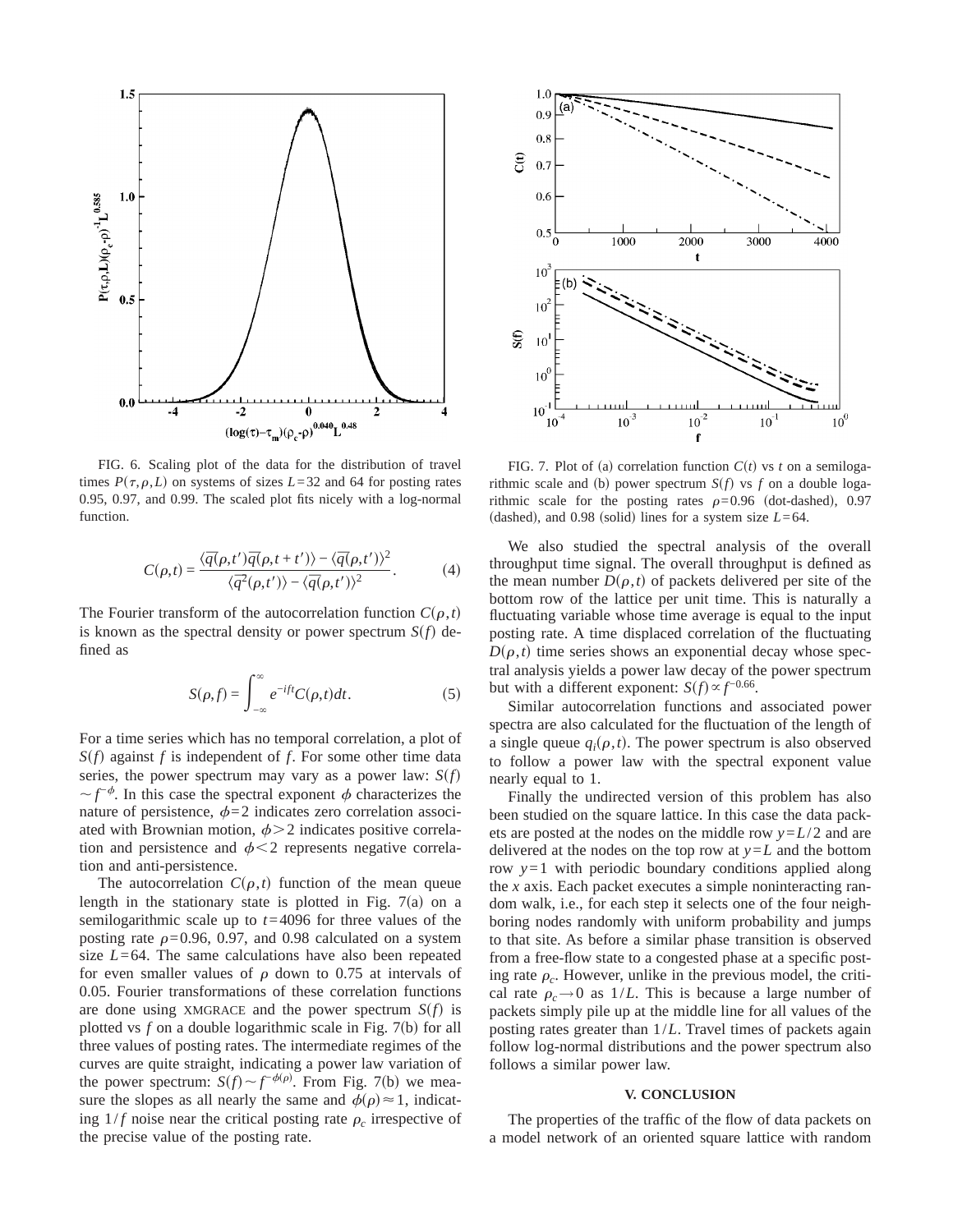FIG. 6. Scaling plot of the data for the distribution of travel times $P(\tau,\rho,L)$ on systems of sizes $L=32$ and 64 for posting rates 0.95, 0.97, and 0.99. The scaled plot fits nicely with a log-normal function.

$$C(\rho,t)=\frac{\langle \overline{q}(\rho,t')\overline{q}(\rho,t+t')\rangle - \langle \overline{q}(\rho,t')\rangle^2}{\langle \overline{q}^2(\rho,t')\rangle - \langle \overline{q}(\rho,t')\rangle^2}. \tag{4}$$

The Fourier transform of the autocorrelation function $C(\rho,t)$ is known as the spectral density or power spectrum $S(f)$ defined as

$$S(\rho,f)=\int_{-\infty}^{\infty} e^{-ift}C(\rho,t)dt. \tag{5}$$

For a time series which has no temporal correlation, a plot of $S(f)$ against $f$ is independent of $f$. For some other time data series, the power spectrum may vary as a power law: $S(f) \sim f^{-\phi}$. In this case the spectral exponent $\phi$ characterizes the nature of persistence, $\phi=2$ indicates zero correlation associated with Brownian motion, $\phi>2$ indicates positive correlation and persistence and $\phi<2$ represents negative correlation and anti-persistence.

The autocorrelation $C(\rho,t)$ function of the mean queue length in the stationary state is plotted in Fig. 7(a) on a semilogarithmic scale up to $t=4096$ for three values of the posting rate $\rho=0.96$, 0.97, and 0.98 calculated on a system size $L=64$. The same calculations have also been repeated for even smaller values of $\rho$ down to 0.75 at intervals of 0.05. Fourier transformations of these correlation functions are done using XMGRACE and the power spectrum $S(f)$ is plotted vs $f$ on a double logarithmic scale in Fig. 7(b) for all three values of posting rates. The intermediate regimes of the curves are quite straight, indicating a power law variation of the power spectrum: $S(f) \sim f^{-\phi(\rho)}$. From Fig. 7(b) we measure the slopes as all nearly the same and $\phi(\rho)\approx 1$, indicating $1/f$ noise near the critical posting rate $\rho_c$ irrespective of the precise value of the posting rate.

FIG. 7. Plot of (a) correlation function $C(t)$ vs $t$ on a semilogarithmic scale and (b) power spectrum $S(f)$ vs $f$ on a double logarithmic scale for the posting rates $\rho=0.96$ (dot-dashed), 0.97 (dashed), and 0.98 (solid) lines for a system size $L=64$.

We also studied the spectral analysis of the overall throughput time signal. The overall throughput is defined as the mean number $D(\rho,t)$ of packets delivered per site of the bottom row of the lattice per unit time. This is naturally a fluctuating variable whose time average is equal to the input posting rate. A time displaced correlation of the fluctuating $D(\rho,t)$ time series shows an exponential decay whose spectral analysis yields a power law decay of the power spectrum but with a different exponent: $S(f) \propto f^{-0.66}$.

Similar autocorrelation functions and associated power spectra are also calculated for the fluctuation of the length of a single queue $q_i(\rho,t)$. The power spectrum is also observed to follow a power law with the spectral exponent value nearly equal to 1.

Finally the undirected version of this problem has also been studied on the square lattice. In this case the data packets are posted at the nodes on the middle row $y=L/2$ and are delivered at the nodes on the top row at $y=L$ and the bottom row $y=1$ with periodic boundary conditions applied along the $x$ axis. Each packet executes a simple noninteracting random walk, i.e., for each step it selects one of the four neighboring nodes randomly with uniform probability and jumps to that site. As before a similar phase transition is observed from a free-flow state to a congested phase at a specific posting rate $\rho_c$. However, unlike in the previous model, the critical rate $\rho_c \to 0$ as $1/L$. This is because a large number of packets simply pile up at the middle line for all values of the posting rates greater than $1/L$. Travel times of packets again follow log-normal distributions and the power spectrum also follows a similar power law.

### V. CONCLUSION

The properties of the traffic of the flow of data packets on a model network of an oriented square lattice with random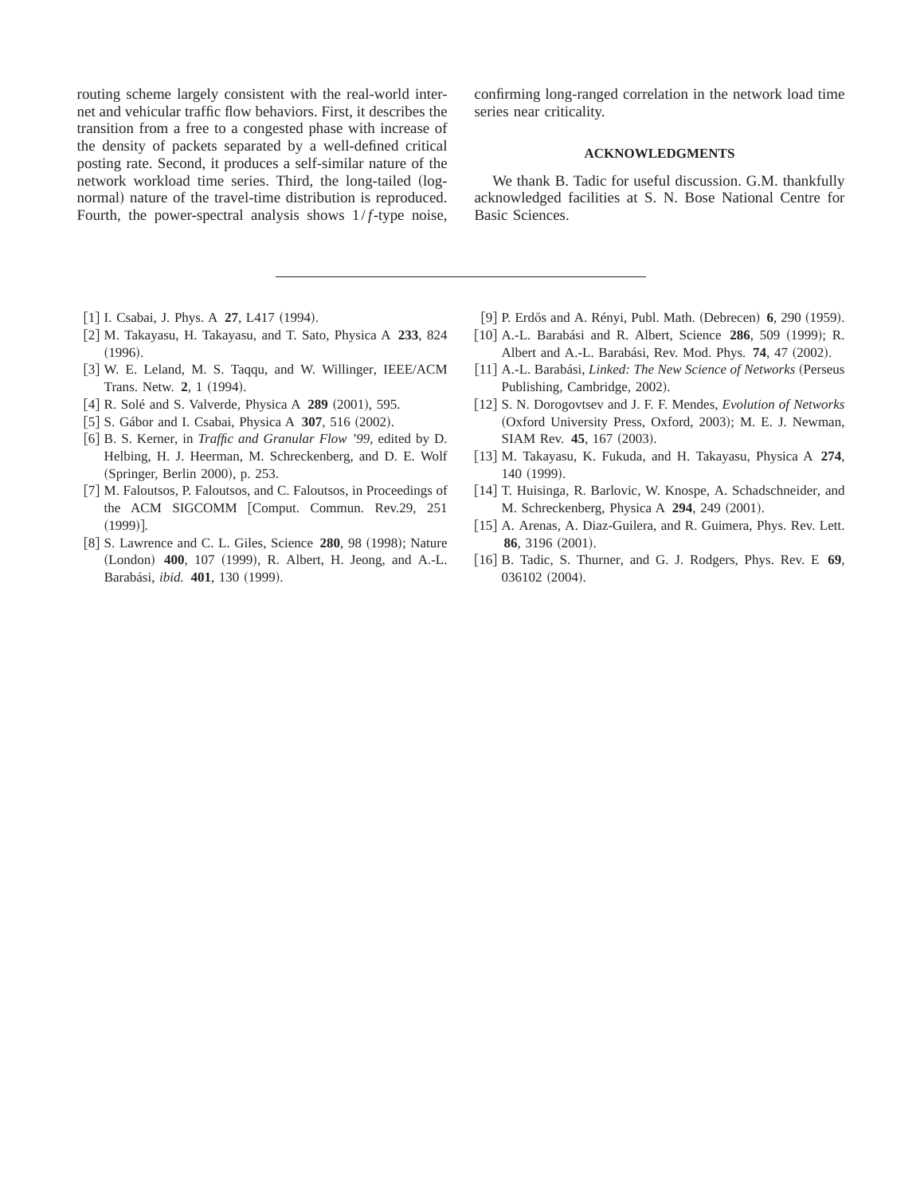routing scheme largely consistent with the real-world internet and vehicular traffic flow behaviors. First, it describes the transition from a free to a congested phase with increase of the density of packets separated by a well-defined critical posting rate. Second, it produces a self-similar nature of the network workload time series. Third, the long-tailed (log-normal) nature of the travel-time distribution is reproduced. Fourth, the power-spectral analysis shows $1/f$-type noise, confirming long-ranged correlation in the network load time series near criticality.

### ACKNOWLEDGMENTS

We thank B. Tadic for useful discussion. G.M. thankfully acknowledged facilities at S. N. Bose National Centre for Basic Sciences.

---

[1] I. Csabai, J. Phys. A **27**, L417 (1994).

[2] M. Takayasu, H. Takayasu, and T. Sato, Physica A **233**, 824 (1996).

[3] W. E. Leland, M. S. Taqqu, and W. Willinger, IEEE/ACM Trans. Netw. **2**, 1 (1994).

[4] R. Solé and S. Valverde, Physica A **289** (2001), 595.

[5] S. Gábor and I. Csabai, Physica A **307**, 516 (2002).

[6] B. S. Kerner, in *Traffic and Granular Flow '99*, edited by D. Helbing, H. J. Heerman, M. Schreckenberg, and D. E. Wolf (Springer, Berlin 2000), p. 253.

[7] M. Faloutsos, P. Faloutsos, and C. Faloutsos, in Proceedings of the ACM SIGCOMM [Comput. Commun. Rev.29, 251 (1999)].

[8] S. Lawrence and C. L. Giles, Science **280**, 98 (1998); Nature (London) **400**, 107 (1999), R. Albert, H. Jeong, and A.-L. Barabási, *ibid.* **401**, 130 (1999).

[9] P. Erdős and A. Rényi, Publ. Math. (Debrecen) **6**, 290 (1959).

[10] A.-L. Barabási and R. Albert, Science **286**, 509 (1999); R. Albert and A.-L. Barabási, Rev. Mod. Phys. **74**, 47 (2002).

[11] A.-L. Barabási, *Linked: The New Science of Networks* (Perseus Publishing, Cambridge, 2002).

[12] S. N. Dorogovtsev and J. F. F. Mendes, *Evolution of Networks* (Oxford University Press, Oxford, 2003); M. E. J. Newman, SIAM Rev. **45**, 167 (2003).

[13] M. Takayasu, K. Fukuda, and H. Takayasu, Physica A **274**, 140 (1999).

[14] T. Huisinga, R. Barlovic, W. Knospe, A. Schadschneider, and M. Schreckenberg, Physica A **294**, 249 (2001).

[15] A. Arenas, A. Diaz-Guilera, and R. Guimera, Phys. Rev. Lett. **86**, 3196 (2001).

[16] B. Tadic, S. Thurner, and G. J. Rodgers, Phys. Rev. E **69**, 036102 (2004).